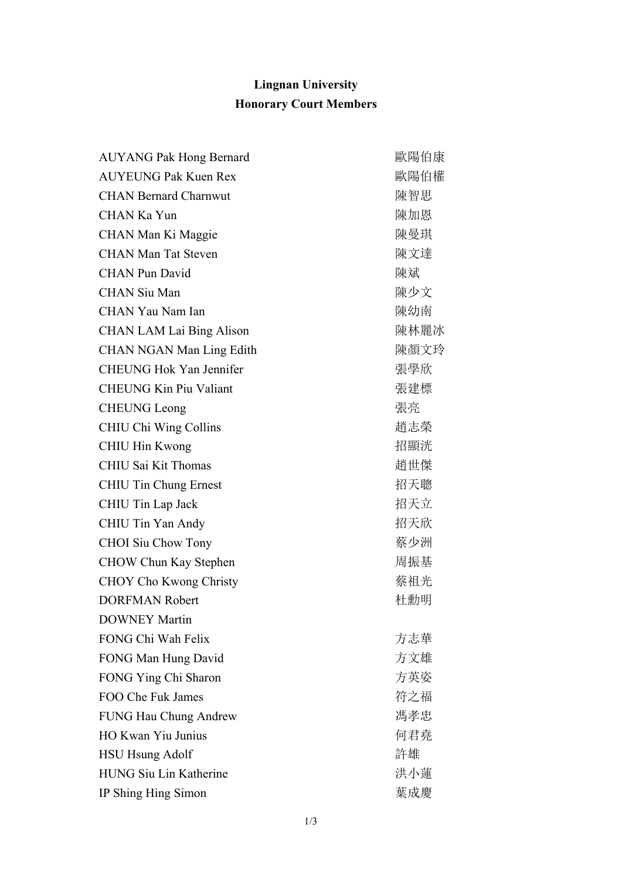# Lingnan University
## Honorary Court Members

| | |
|---|---|
| AUYANG Pak Hong Bernard | 歐陽伯康 |
| AUYEUNG Pak Kuen Rex | 歐陽伯權 |
| CHAN Bernard Charnwut | 陳智思 |
| CHAN Ka Yun | 陳加恩 |
| CHAN Man Ki Maggie | 陳曼琪 |
| CHAN Man Tat Steven | 陳文達 |
| CHAN Pun David | 陳斌 |
| CHAN Siu Man | 陳少文 |
| CHAN Yau Nam Ian | 陳幼南 |
| CHAN LAM Lai Bing Alison | 陳林麗冰 |
| CHAN NGAN Man Ling Edith | 陳顏文玲 |
| CHEUNG Hok Yan Jennifer | 張學欣 |
| CHEUNG Kin Piu Valiant | 張建標 |
| CHEUNG Leong | 張亮 |
| CHIU Chi Wing Collins | 趙志榮 |
| CHIU Hin Kwong | 招顯洸 |
| CHIU Sai Kit Thomas | 趙世傑 |
| CHIU Tin Chung Ernest | 招天聰 |
| CHIU Tin Lap Jack | 招天立 |
| CHIU Tin Yan Andy | 招天欣 |
| CHOI Siu Chow Tony | 蔡少洲 |
| CHOW Chun Kay Stephen | 周振基 |
| CHOY Cho Kwong Christy | 蔡祖光 |
| DORFMAN Robert | 杜勳明 |
| DOWNEY Martin | |
| FONG Chi Wah Felix | 方志華 |
| FONG Man Hung David | 方文雄 |
| FONG Ying Chi Sharon | 方英姿 |
| FOO Che Fuk James | 符之福 |
| FUNG Hau Chung Andrew | 馮孝忠 |
| HO Kwan Yiu Junius | 何君堯 |
| HSU Hsung Adolf | 許雄 |
| HUNG Siu Lin Katherine | 洪小蓮 |
| IP Shing Hing Simon | 葉成慶 |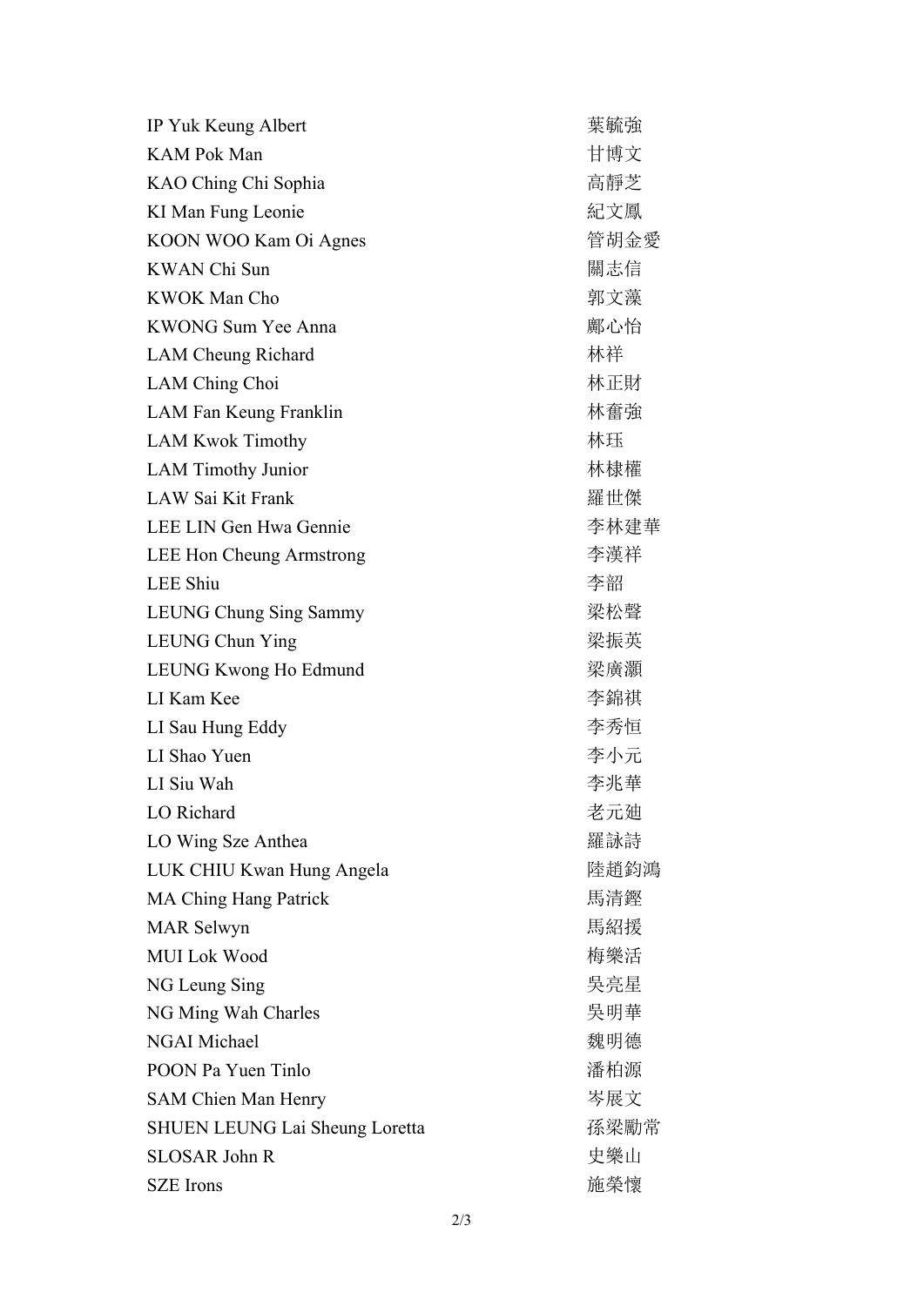| | |
|---|---|
| IP Yuk Keung Albert | 葉毓強 |
| KAM Pok Man | 甘博文 |
| KAO Ching Chi Sophia | 高靜芝 |
| KI Man Fung Leonie | 紀文鳳 |
| KOON WOO Kam Oi Agnes | 管胡金愛 |
| KWAN Chi Sun | 關志信 |
| KWOK Man Cho | 郭文藻 |
| KWONG Sum Yee Anna | 鄺心怡 |
| LAM Cheung Richard | 林祥 |
| LAM Ching Choi | 林正財 |
| LAM Fan Keung Franklin | 林奮強 |
| LAM Kwok Timothy | 林珏 |
| LAM Timothy Junior | 林棣權 |
| LAW Sai Kit Frank | 羅世傑 |
| LEE LIN Gen Hwa Gennie | 李林建華 |
| LEE Hon Cheung Armstrong | 李漢祥 |
| LEE Shiu | 李韶 |
| LEUNG Chung Sing Sammy | 梁松聲 |
| LEUNG Chun Ying | 梁振英 |
| LEUNG Kwong Ho Edmund | 梁廣灝 |
| LI Kam Kee | 李錦祺 |
| LI Sau Hung Eddy | 李秀恒 |
| LI Shao Yuen | 李小元 |
| LI Siu Wah | 李兆華 |
| LO Richard | 老元廸 |
| LO Wing Sze Anthea | 羅詠詩 |
| LUK CHIU Kwan Hung Angela | 陸趙鈞鴻 |
| MA Ching Hang Patrick | 馬清鏗 |
| MAR Selwyn | 馬紹援 |
| MUI Lok Wood | 梅樂活 |
| NG Leung Sing | 吳亮星 |
| NG Ming Wah Charles | 吳明華 |
| NGAI Michael | 魏明德 |
| POON Pa Yuen Tinlo | 潘柏源 |
| SAM Chien Man Henry | 岑展文 |
| SHUEN LEUNG Lai Sheung Loretta | 孫梁勵常 |
| SLOSAR John R | 史樂山 |
| SZE Irons | 施榮懷 |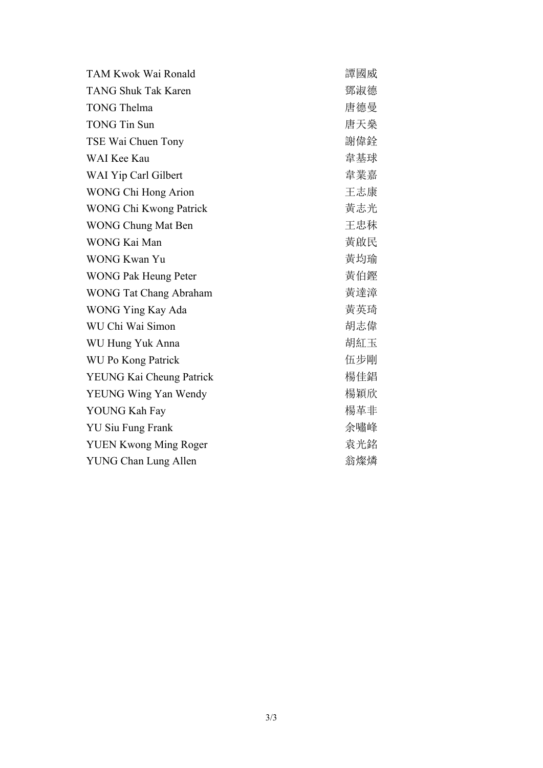| | |
|---|---|
| TAM Kwok Wai Ronald | 譚國威 |
| TANG Shuk Tak Karen | 鄧淑德 |
| TONG Thelma | 唐德曼 |
| TONG Tin Sun | 唐天燊 |
| TSE Wai Chuen Tony | 謝偉銓 |
| WAI Kee Kau | 韋基球 |
| WAI Yip Carl Gilbert | 韋業嘉 |
| WONG Chi Hong Arion | 王志康 |
| WONG Chi Kwong Patrick | 黃志光 |
| WONG Chung Mat Ben | 王忠秣 |
| WONG Kai Man | 黃啟民 |
| WONG Kwan Yu | 黃均瑜 |
| WONG Pak Heung Peter | 黃伯鏗 |
| WONG Tat Chang Abraham | 黃達漳 |
| WONG Ying Kay Ada | 黃英琦 |
| WU Chi Wai Simon | 胡志偉 |
| WU Hung Yuk Anna | 胡紅玉 |
| WU Po Kong Patrick | 伍步剛 |
| YEUNG Kai Cheung Patrick | 楊佳錩 |
| YEUNG Wing Yan Wendy | 楊穎欣 |
| YOUNG Kah Fay | 楊革非 |
| YU Siu Fung Frank | 余嘯峰 |
| YUEN Kwong Ming Roger | 袁光銘 |
| YUNG Chan Lung Allen | 翁燦燐 |